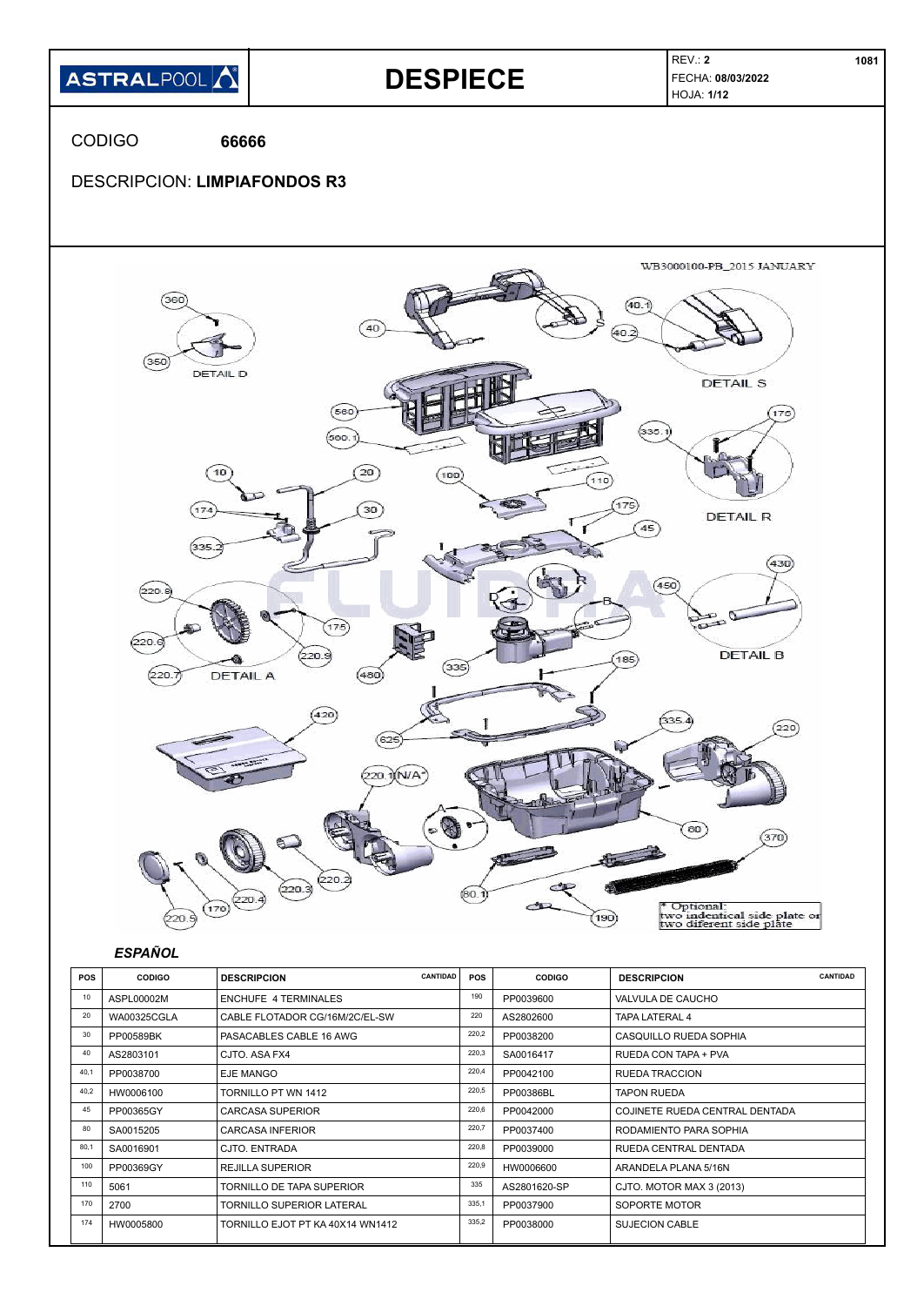**ASTRALPOOL**

# DESPIECE

REV.: **2**
FECHA: **08/03/2022**
HOJA: **1/12**

1081

CODIGO **66666**

DESCRIPCION: **LIMPIAFONDOS R3**

WB3000100-PB_2015 JANUARY

DETAIL D
DETAIL S
DETAIL R
DETAIL B
DETAIL A

* Optional: two indentical side plate or two diferent side plate

### *ESPAÑOL*

| POS | CODIGO | DESCRIPCION | CANTIDAD | POS | CODIGO | DESCRIPCION | CANTIDAD |
|---|---|---|---|---|---|---|---|
| 10 | ASPL00002M | ENCHUFE 4 TERMINALES | | 190 | PP0039600 | VALVULA DE CAUCHO | |
| 20 | WA00325CGLA | CABLE FLOTADOR CG/16M/2C/EL-SW | | 220 | AS2802600 | TAPA LATERAL 4 | |
| 30 | PP00589BK | PASACABLES CABLE 16 AWG | | 220,2 | PP0038200 | CASQUILLO RUEDA SOPHIA | |
| 40 | AS2803101 | CJTO. ASA FX4 | | 220,3 | SA0016417 | RUEDA CON TAPA + PVA | |
| 40,1 | PP0038700 | EJE MANGO | | 220,4 | PP0042100 | RUEDA TRACCION | |
| 40,2 | HW0006100 | TORNILLO PT WN 1412 | | 220,5 | PP00386BL | TAPON RUEDA | |
| 45 | PP00365GY | CARCASA SUPERIOR | | 220,6 | PP0042000 | COJINETE RUEDA CENTRAL DENTADA | |
| 80 | SA0015205 | CARCASA INFERIOR | | 220,7 | PP0037400 | RODAMIENTO PARA SOPHIA | |
| 80,1 | SA0016901 | CJTO. ENTRADA | | 220,8 | PP0039000 | RUEDA CENTRAL DENTADA | |
| 100 | PP00369GY | REJILLA SUPERIOR | | 220,9 | HW0006600 | ARANDELA PLANA 5/16N | |
| 110 | 5061 | TORNILLO DE TAPA SUPERIOR | | 335 | AS2801620-SP | CJTO. MOTOR MAX 3 (2013) | |
| 170 | 2700 | TORNILLO SUPERIOR LATERAL | | 335,1 | PP0037900 | SOPORTE MOTOR | |
| 174 | HW0005800 | TORNILLO EJOT PT KA 40X14 WN1412 | | 335,2 | PP0038000 | SUJECION CABLE | |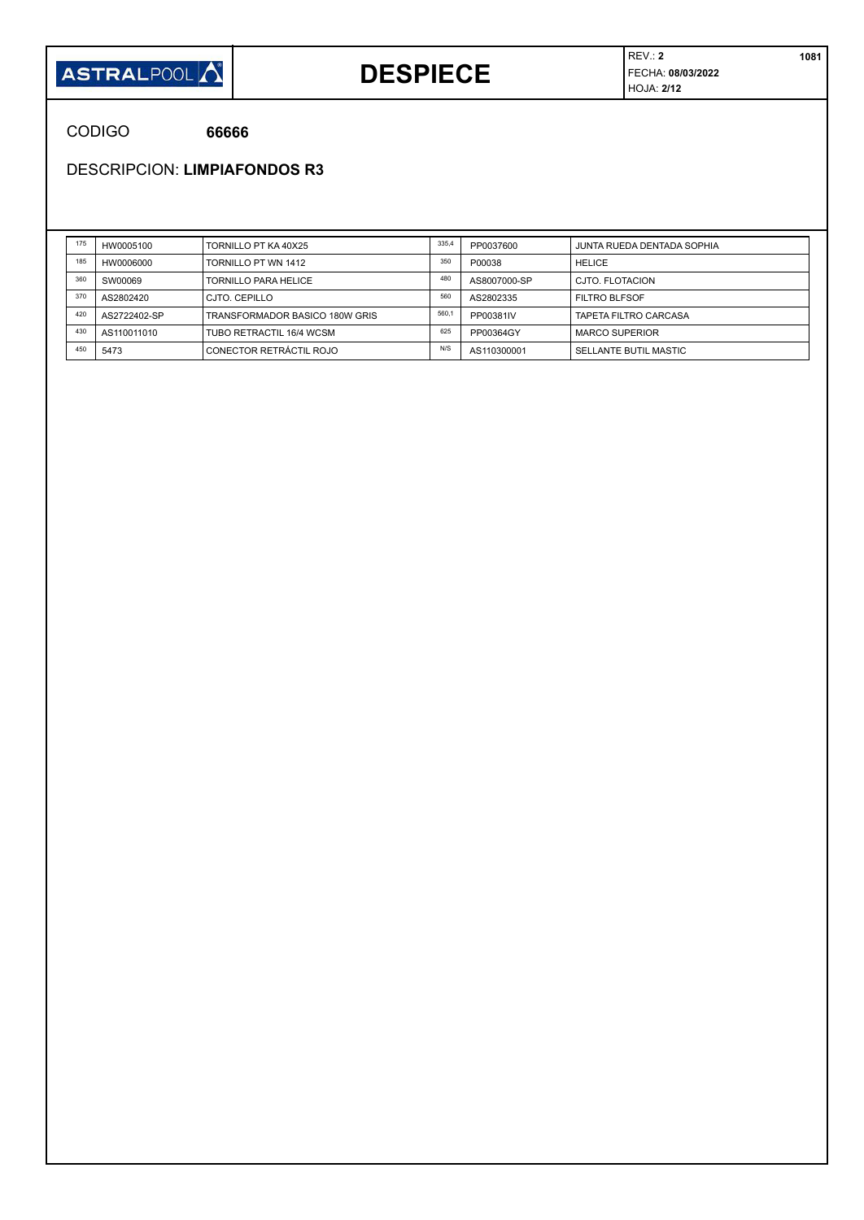# DESPIECE

REV.: **2**
FECHA: **08/03/2022**
HOJA: **2/12**

CODIGO **66666**

DESCRIPCION: **LIMPIAFONDOS R3**

| | | | | | |
|---|---|---|---|---|---|
| 175 | HW0005100 | TORNILLO PT KA 40X25 | 335,4 | PP0037600 | JUNTA RUEDA DENTADA SOPHIA |
| 185 | HW0006000 | TORNILLO PT WN 1412 | 350 | P00038 | HELICE |
| 360 | SW00069 | TORNILLO PARA HELICE | 480 | AS8007000-SP | CJTO. FLOTACION |
| 370 | AS2802420 | CJTO. CEPILLO | 560 | AS2802335 | FILTRO BLFSOF |
| 420 | AS2722402-SP | TRANSFORMADOR BASICO 180W GRIS | 560,1 | PP00381IV | TAPETA FILTRO CARCASA |
| 430 | AS110011010 | TUBO RETRACTIL 16/4 WCSM | 625 | PP00364GY | MARCO SUPERIOR |
| 450 | 5473 | CONECTOR RETRÁCTIL ROJO | N/S | AS110300001 | SELLANTE BUTIL MASTIC |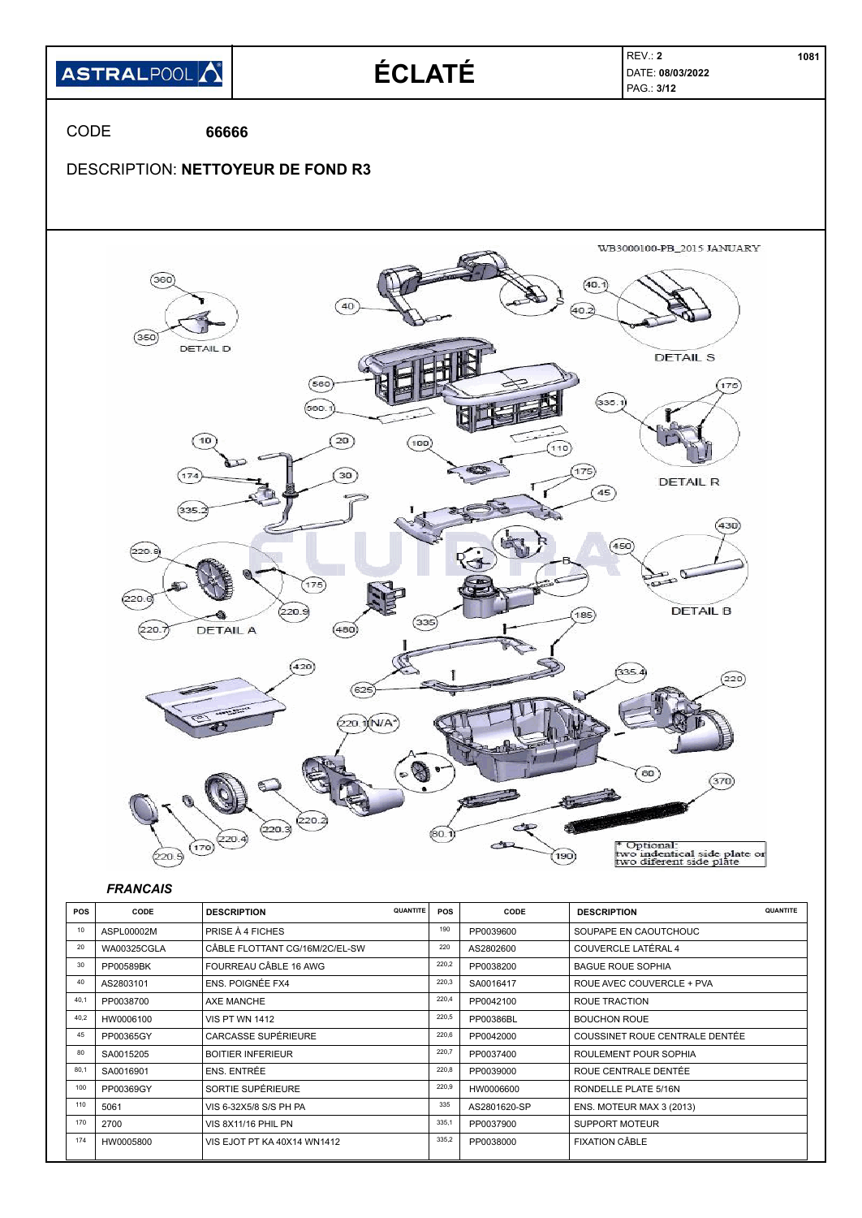# ÉCLATÉ

REV.: **2**
DATE: **08/03/2022**
PAG.: **3/12**

1081

CODE **66666**

DESCRIPTION: **NETTOYEUR DE FOND R3**

### *FRANCAIS*

| POS | CODE | DESCRIPTION | QUANTITE | POS | CODE | DESCRIPTION | QUANTITE |
|---|---|---|---|---|---|---|---|
| 10 | ASPL00002M | PRISE À 4 FICHES | | 190 | PP0039600 | SOUPAPE EN CAOUTCHOUC | |
| 20 | WA00325CGLA | CÂBLE FLOTTANT CG/16M/2C/EL-SW | | 220 | AS2802600 | COUVERCLE LATÉRAL 4 | |
| 30 | PP00589BK | FOURREAU CÂBLE 16 AWG | | 220,2 | PP0038200 | BAGUE ROUE SOPHIA | |
| 40 | AS2803101 | ENS. POIGNÉE FX4 | | 220,3 | SA0016417 | ROUE AVEC COUVERCLE + PVA | |
| 40,1 | PP0038700 | AXE MANCHE | | 220,4 | PP0042100 | ROUE TRACTION | |
| 40,2 | HW0006100 | VIS PT WN 1412 | | 220,5 | PP00386BL | BOUCHON ROUE | |
| 45 | PP00365GY | CARCASSE SUPÉRIEURE | | 220,6 | PP0042000 | COUSSINET ROUE CENTRALE DENTÉE | |
| 80 | SA0015205 | BOITIER INFERIEUR | | 220,7 | PP0037400 | ROULEMENT POUR SOPHIA | |
| 80,1 | SA0016901 | ENS. ENTRÉE | | 220,8 | PP0039000 | ROUE CENTRALE DENTÉE | |
| 100 | PP00369GY | SORTIE SUPÉRIEURE | | 220,9 | HW0006600 | RONDELLE PLATE 5/16N | |
| 110 | 5061 | VIS 6-32X5/8 S/S PH PA | | 335 | AS2801620-SP | ENS. MOTEUR MAX 3 (2013) | |
| 170 | 2700 | VIS 8X11/16 PHIL PN | | 335,1 | PP0037900 | SUPPORT MOTEUR | |
| 174 | HW0005800 | VIS EJOT PT KA 40X14 WN1412 | | 335,2 | PP0038000 | FIXATION CÂBLE | |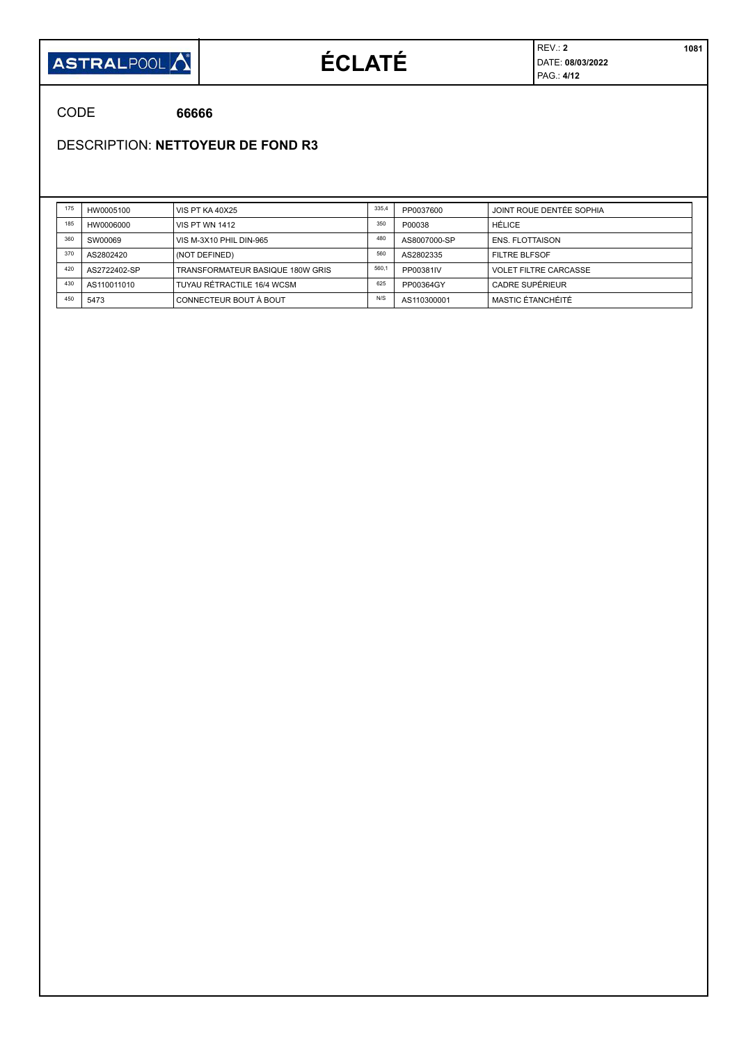CODE **66666**

DESCRIPTION: **NETTOYEUR DE FOND R3**

| | | | | | |
|---|---|---|---|---|---|
| 175 | HW0005100 | VIS PT KA 40X25 | 335,4 | PP0037600 | JOINT ROUE DENTÉE SOPHIA |
| 185 | HW0006000 | VIS PT WN 1412 | 350 | P00038 | HÉLICE |
| 360 | SW00069 | VIS M-3X10 PHIL DIN-965 | 480 | AS8007000-SP | ENS. FLOTTAISON |
| 370 | AS2802420 | (NOT DEFINED) | 560 | AS2802335 | FILTRE BLFSOF |
| 420 | AS2722402-SP | TRANSFORMATEUR BASIQUE 180W GRIS | 560,1 | PP00381IV | VOLET FILTRE CARCASSE |
| 430 | AS110011010 | TUYAU RÉTRACTILE 16/4 WCSM | 625 | PP00364GY | CADRE SUPÉRIEUR |
| 450 | 5473 | CONNECTEUR BOUT À BOUT | N/S | AS110300001 | MASTIC ÉTANCHÉITÉ |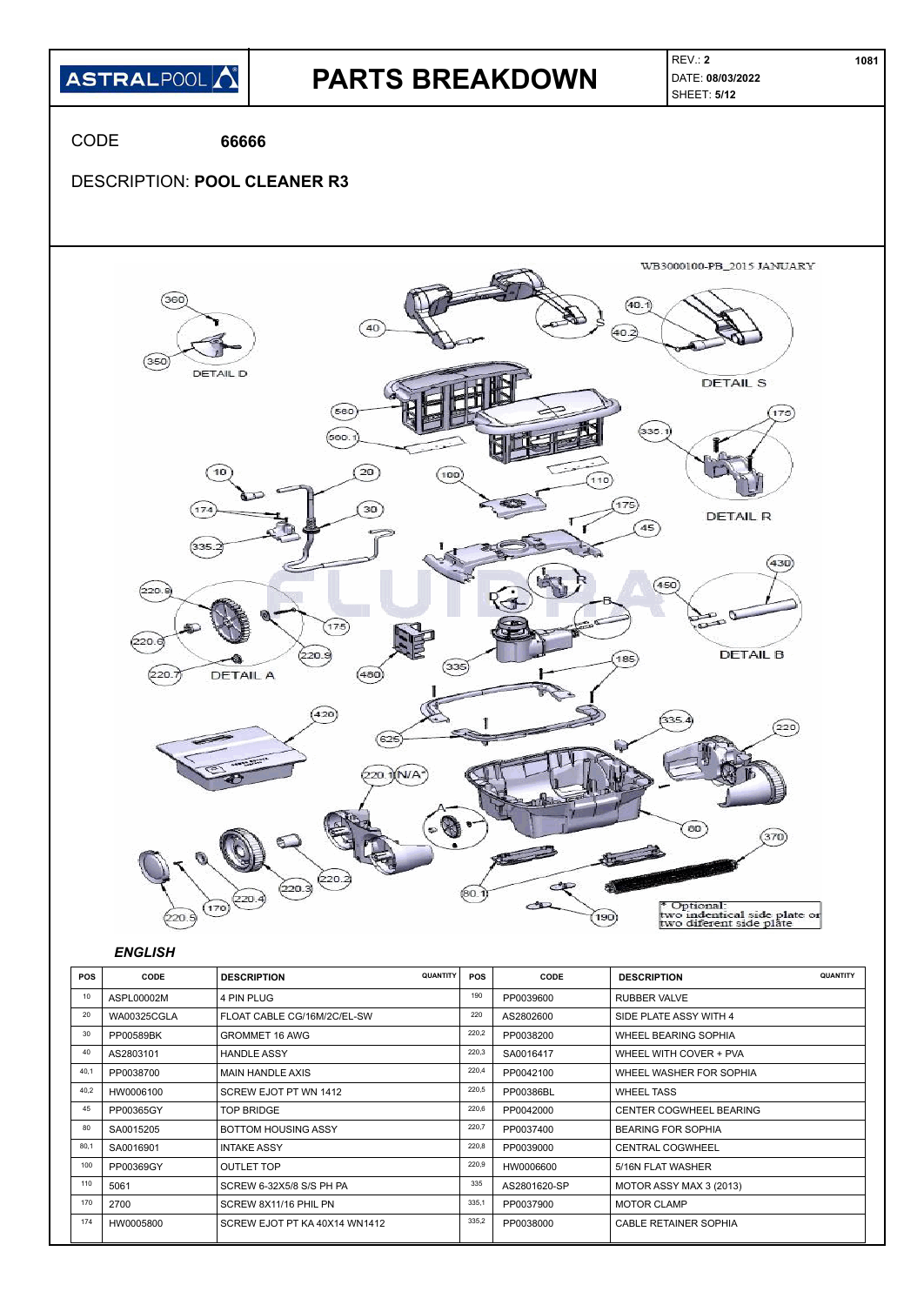| ASTRALPOOL | PARTS BREAKDOWN | REV.: **2** DATE: **08/03/2022** SHEET: **5/12** | 1081 |
|---|---|---|---|

CODE **66666**

DESCRIPTION: **POOL CLEANER R3**

WB3000100-PB_2015 JANUARY

DETAIL D

DETAIL S

DETAIL R

DETAIL B

DETAIL A

\* Optional: two indentical side plate or two diferent side plate

### *ENGLISH*

| POS | CODE | DESCRIPTION | QUANTITY | POS | CODE | DESCRIPTION | QUANTITY |
|---|---|---|---|---|---|---|---|
| 10 | ASPL00002M | 4 PIN PLUG | | 190 | PP0039600 | RUBBER VALVE | |
| 20 | WA00325CGLA | FLOAT CABLE CG/16M/2C/EL-SW | | 220 | AS2802600 | SIDE PLATE ASSY WITH 4 | |
| 30 | PP00589BK | GROMMET 16 AWG | | 220,2 | PP0038200 | WHEEL BEARING SOPHIA | |
| 40 | AS2803101 | HANDLE ASSY | | 220,3 | SA0016417 | WHEEL WITH COVER + PVA | |
| 40,1 | PP0038700 | MAIN HANDLE AXIS | | 220,4 | PP0042100 | WHEEL WASHER FOR SOPHIA | |
| 40,2 | HW0006100 | SCREW EJOT PT WN 1412 | | 220,5 | PP00386BL | WHEEL TASS | |
| 45 | PP00365GY | TOP BRIDGE | | 220,6 | PP0042000 | CENTER COGWHEEL BEARING | |
| 80 | SA0015205 | BOTTOM HOUSING ASSY | | 220,7 | PP0037400 | BEARING FOR SOPHIA | |
| 80,1 | SA0016901 | INTAKE ASSY | | 220,8 | PP0039000 | CENTRAL COGWHEEL | |
| 100 | PP00369GY | OUTLET TOP | | 220,9 | HW0006600 | 5/16N FLAT WASHER | |
| 110 | 5061 | SCREW 6-32X5/8 S/S PH PA | | 335 | AS2801620-SP | MOTOR ASSY MAX 3 (2013) | |
| 170 | 2700 | SCREW 8X11/16 PHIL PN | | 335,1 | PP0037900 | MOTOR CLAMP | |
| 174 | HW0005800 | SCREW EJOT PT KA 40X14 WN1412 | | 335,2 | PP0038000 | CABLE RETAINER SOPHIA | |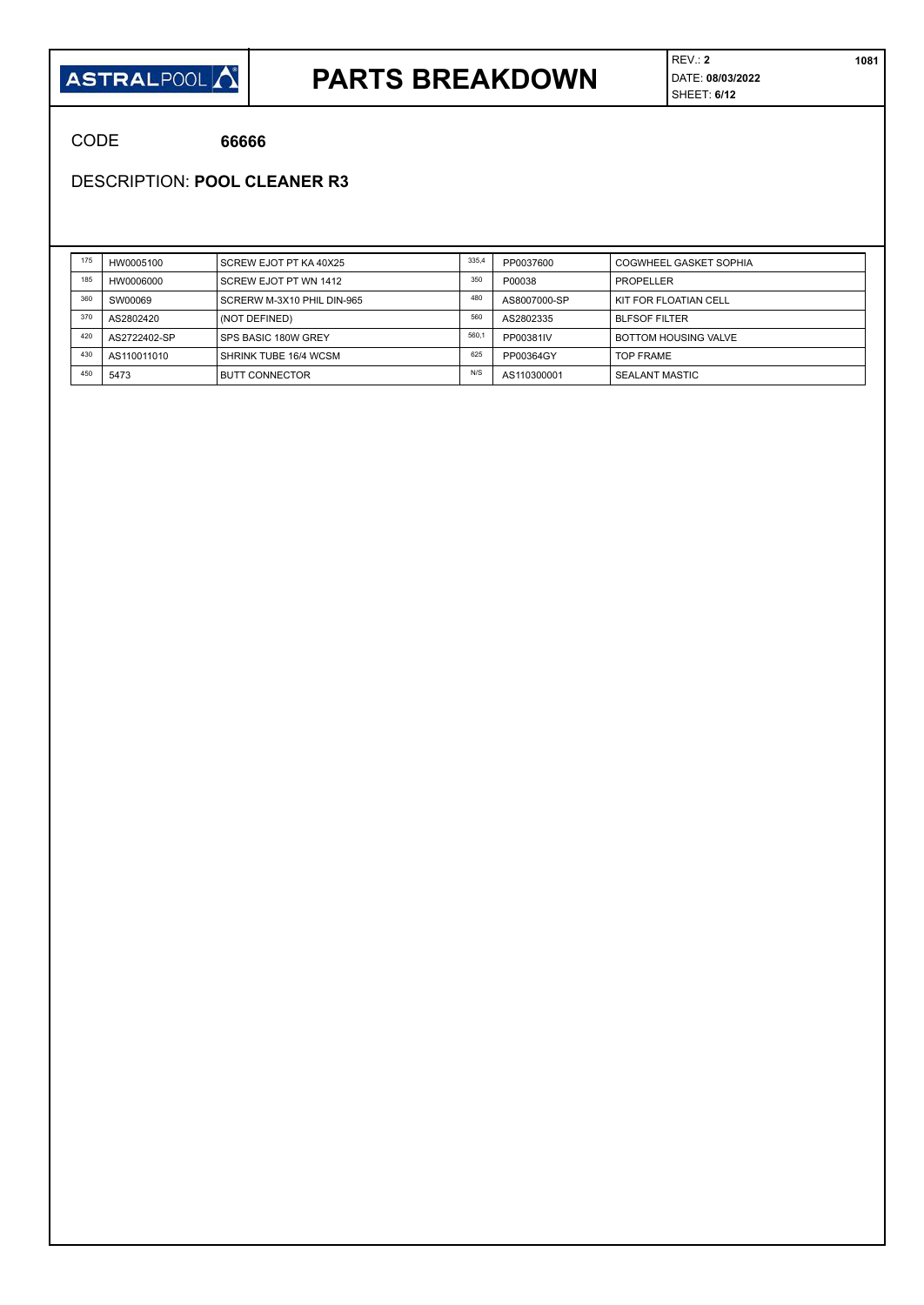# PARTS BREAKDOWN

REV.: **2**
DATE: **08/03/2022**
SHEET: **6/12**

**1081**

CODE **66666**

DESCRIPTION: **POOL CLEANER R3**

| | | | | | |
|---|---|---|---|---|---|
| 175 | HW0005100 | SCREW EJOT PT KA 40X25 | 335,4 | PP0037600 | COGWHEEL GASKET SOPHIA |
| 185 | HW0006000 | SCREW EJOT PT WN 1412 | 350 | P00038 | PROPELLER |
| 360 | SW00069 | SCRERW M-3X10 PHIL DIN-965 | 480 | AS8007000-SP | KIT FOR FLOATIAN CELL |
| 370 | AS2802420 | (NOT DEFINED) | 560 | AS2802335 | BLFSOF FILTER |
| 420 | AS2722402-SP | SPS BASIC 180W GREY | 560,1 | PP00381IV | BOTTOM HOUSING VALVE |
| 430 | AS110011010 | SHRINK TUBE 16/4 WCSM | 625 | PP00364GY | TOP FRAME |
| 450 | 5473 | BUTT CONNECTOR | N/S | AS110300001 | SEALANT MASTIC |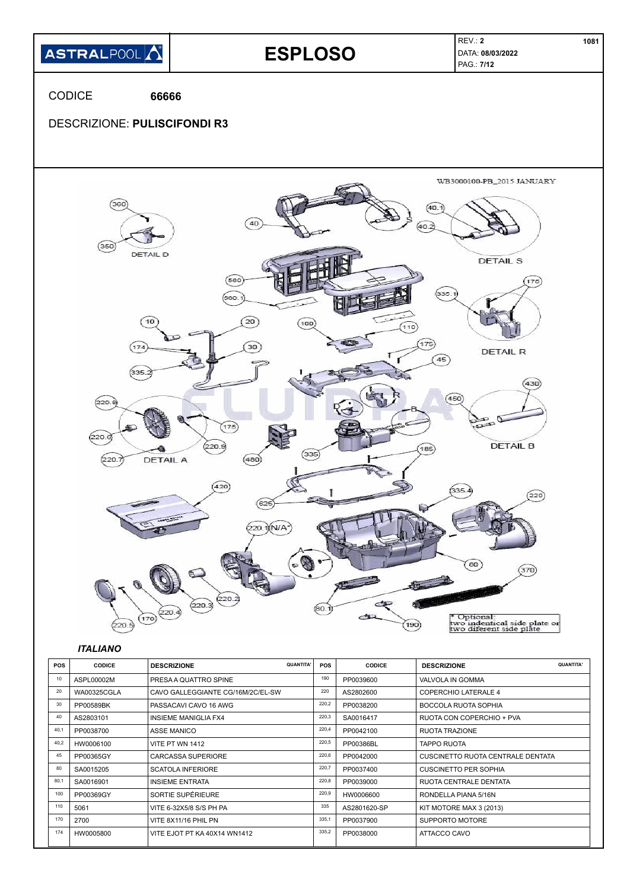# ESPLOSO

REV.: **2**
DATA: **08/03/2022**

1081

CODICE **66666**

DESCRIZIONE: **PULISCIFONDI R3**

WB3000100-PB_2015 JANUARY

DETAIL D

DETAIL S

DETAIL R

DETAIL B

DETAIL A

\* Optional: two indentical side plate or two diferent side plate

### *ITALIANO*

| POS | CODICE | DESCRIZIONE | QUANTITA' | POS | CODICE | DESCRIZIONE | QUANTITA' |
|---|---|---|---|---|---|---|---|
| 10 | ASPL00002M | PRESA A QUATTRO SPINE | | 190 | PP0039600 | VALVOLA IN GOMMA | |
| 20 | WA00325CGLA | CAVO GALLEGGIANTE CG/16M/2C/EL-SW | | 220 | AS2802600 | COPERCHIO LATERALE 4 | |
| 30 | PP00589BK | PASSACAVI CAVO 16 AWG | | 220,2 | PP0038200 | BOCCOLA RUOTA SOPHIA | |
| 40 | AS2803101 | INSIEME MANIGLIA FX4 | | 220,3 | SA0016417 | RUOTA CON COPERCHIO + PVA | |
| 40,1 | PP0038700 | ASSE MANICO | | 220,4 | PP0042100 | RUOTA TRAZIONE | |
| 40,2 | HW0006100 | VITE PT WN 1412 | | 220,5 | PP00386BL | TAPPO RUOTA | |
| 45 | PP00365GY | CARCASSA SUPERIORE | | 220,6 | PP0042000 | CUSCINETTO RUOTA CENTRALE DENTATA | |
| 80 | SA0015205 | SCATOLA INFERIORE | | 220,7 | PP0037400 | CUSCINETTO PER SOPHIA | |
| 80,1 | SA0016901 | INSIEME ENTRATA | | 220,8 | PP0039000 | RUOTA CENTRALE DENTATA | |
| 100 | PP00369GY | SORTIE SUPÉRIEURE | | 220,9 | HW0006600 | RONDELLA PIANA 5/16N | |
| 110 | 5061 | VITE 6-32X5/8 S/S PH PA | | 335 | AS2801620-SP | KIT MOTORE MAX 3 (2013) | |
| 170 | 2700 | VITE 8X11/16 PHIL PN | | 335,1 | PP0037900 | SUPPORTO MOTORE | |
| 174 | HW0005800 | VITE EJOT PT KA 40X14 WN1412 | | 335,2 | PP0038000 | ATTACCO CAVO | |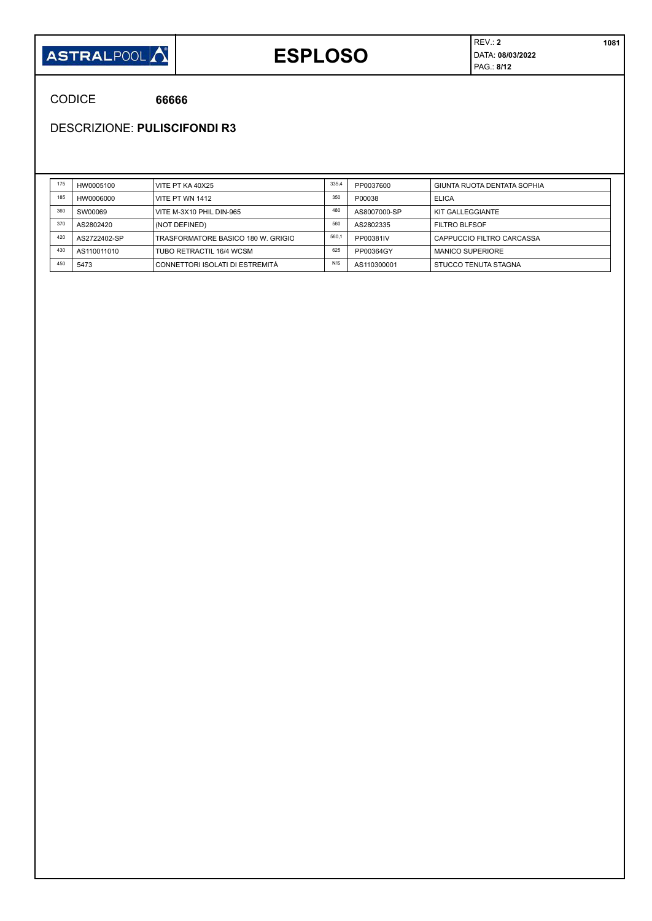# ESPLOSO

REV.: **2**
DATA: **08/03/2022**

CODICE **66666**

DESCRIZIONE: **PULISCIFONDI R3**

| 175 | HW0005100 | VITE PT KA 40X25 | 335,4 | PP0037600 | GIUNTA RUOTA DENTATA SOPHIA |
|---|---|---|---|---|---|
| 185 | HW0006000 | VITE PT WN 1412 | 350 | P00038 | ELICA |
| 360 | SW00069 | VITE M-3X10 PHIL DIN-965 | 480 | AS8007000-SP | KIT GALLEGGIANTE |
| 370 | AS2802420 | (NOT DEFINED) | 560 | AS2802335 | FILTRO BLFSOF |
| 420 | AS2722402-SP | TRASFORMATORE BASICO 180 W. GRIGIO | 560,1 | PP00381IV | CAPPUCCIO FILTRO CARCASSA |
| 430 | AS110011010 | TUBO RETRACTIL 16/4 WCSM | 625 | PP00364GY | MANICO SUPERIORE |
| 450 | 5473 | CONNETTORI ISOLATI DI ESTREMITÀ | N/S | AS110300001 | STUCCO TENUTA STAGNA |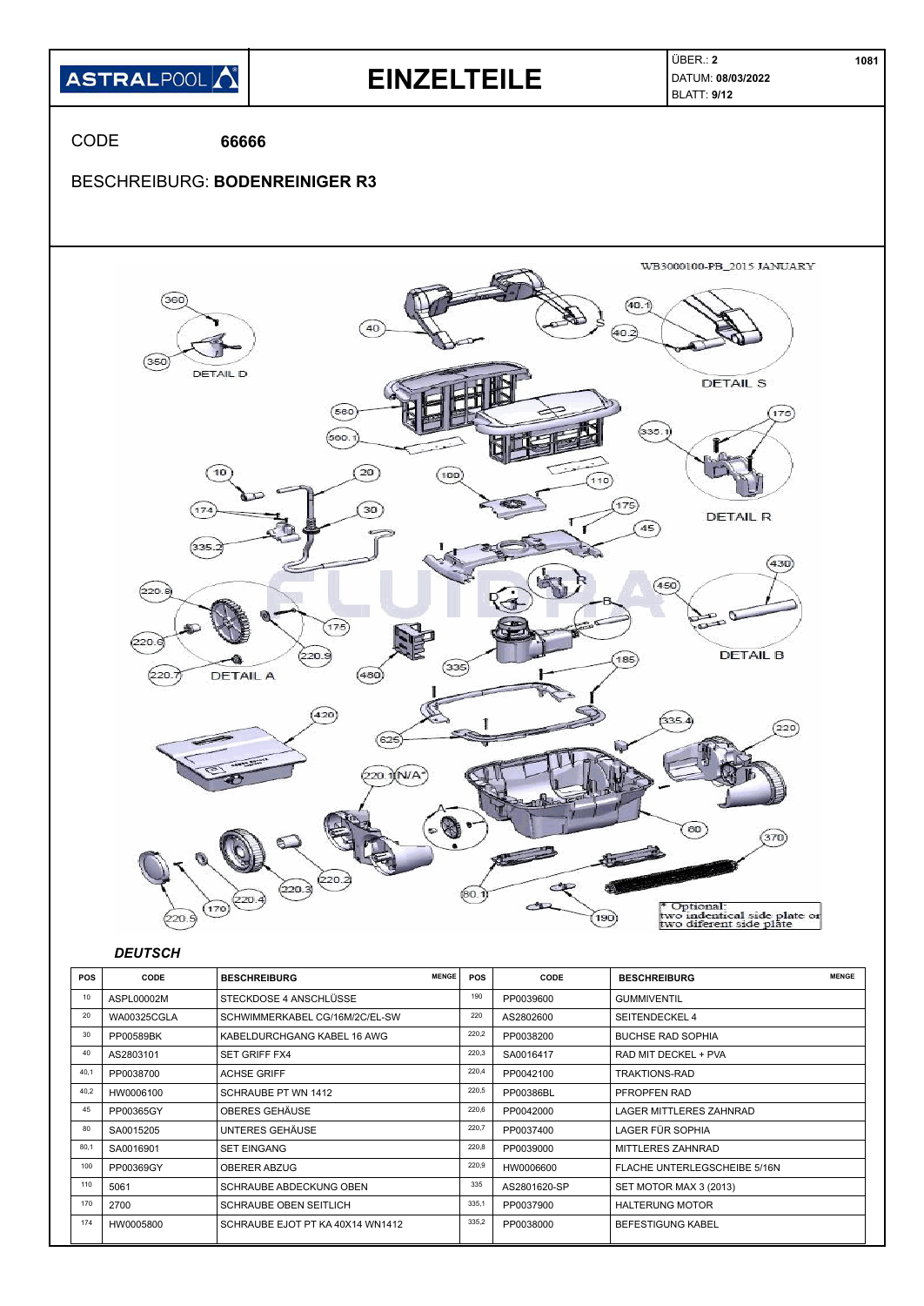# EINZELTEILE

ÜBER.: **2** 1081
DATUM: **08/03/2022**

CODE **66666**

BESCHREIBURG: **BODENREINIGER R3**

WB3000100-PB_2015 JANUARY

DETAIL D
DETAIL S
DETAIL R
DETAIL B
DETAIL A

\* Optional:
two indentical side plate or
two different side plate

*DEUTSCH*

| POS | CODE | BESCHREIBURG | MENGE | POS | CODE | BESCHREIBURG | MENGE |
|---|---|---|---|---|---|---|---|
| 10 | ASPL00002M | STECKDOSE 4 ANSCHLÜSSE | | 190 | PP0039600 | GUMMIVENTIL | |
| 20 | WA00325CGLA | SCHWIMMERKABEL CG/16M/2C/EL-SW | | 220 | AS2802600 | SEITENDECKEL 4 | |
| 30 | PP00589BK | KABELDURCHGANG KABEL 16 AWG | | 220,2 | PP0038200 | BUCHSE RAD SOPHIA | |
| 40 | AS2803101 | SET GRIFF FX4 | | 220,3 | SA0016417 | RAD MIT DECKEL + PVA | |
| 40,1 | PP0038700 | ACHSE GRIFF | | 220,4 | PP0042100 | TRAKTIONS-RAD | |
| 40,2 | HW0006100 | SCHRAUBE PT WN 1412 | | 220,5 | PP00386BL | PFROPFEN RAD | |
| 45 | PP00365GY | OBERES GEHÄUSE | | 220,6 | PP0042000 | LAGER MITTLERES ZAHNRAD | |
| 80 | SA0015205 | UNTERES GEHÄUSE | | 220,7 | PP0037400 | LAGER FÜR SOPHIA | |
| 80,1 | SA0016901 | SET EINGANG | | 220,8 | PP0039000 | MITTLERES ZAHNRAD | |
| 100 | PP00369GY | OBERER ABZUG | | 220,9 | HW0006600 | FLACHE UNTERLEGSCHEIBE 5/16N | |
| 110 | 5061 | SCHRAUBE ABDECKUNG OBEN | | 335 | AS2801620-SP | SET MOTOR MAX 3 (2013) | |
| 170 | 2700 | SCHRAUBE OBEN SEITLICH | | 335,1 | PP0037900 | HALTERUNG MOTOR | |
| 174 | HW0005800 | SCHRAUBE EJOT PT KA 40X14 WN1412 | | 335,2 | PP0038000 | BEFESTIGUNG KABEL | |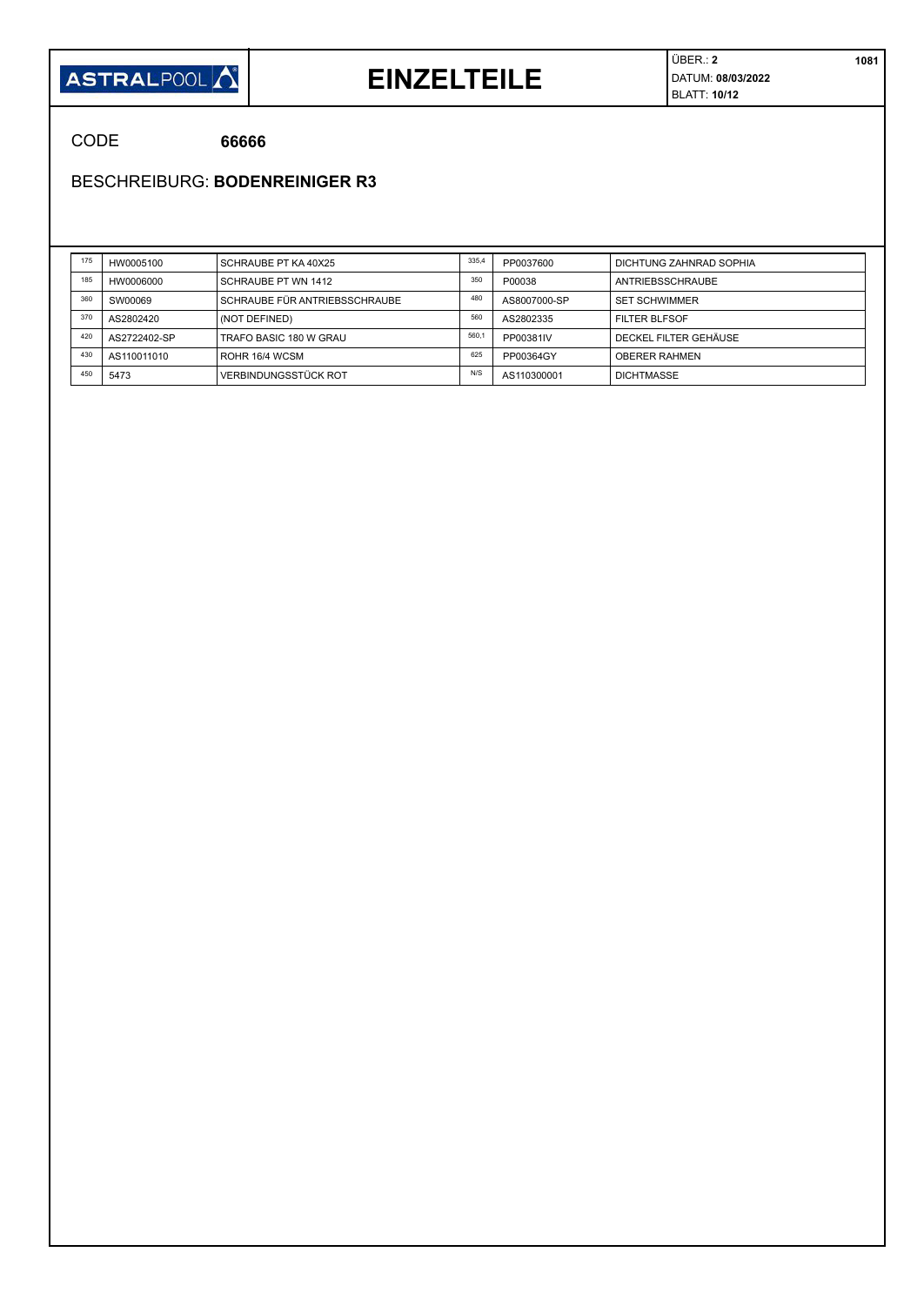# EINZELTEILE

ÜBER.: **2**

DATUM: **08/03/2022**

CODE **66666**

BESCHREIBURG: **BODENREINIGER R3**

| | | | | | |
|---|---|---|---|---|---|
| 175 | HW0005100 | SCHRAUBE PT KA 40X25 | 335,4 | PP0037600 | DICHTUNG ZAHNRAD SOPHIA |
| 185 | HW0006000 | SCHRAUBE PT WN 1412 | 350 | P00038 | ANTRIEBSSCHRAUBE |
| 360 | SW00069 | SCHRAUBE FÜR ANTRIEBSSCHRAUBE | 480 | AS8007000-SP | SET SCHWIMMER |
| 370 | AS2802420 | (NOT DEFINED) | 560 | AS2802335 | FILTER BLFSOF |
| 420 | AS2722402-SP | TRAFO BASIC 180 W GRAU | 560,1 | PP00381IV | DECKEL FILTER GEHÄUSE |
| 430 | AS110011010 | ROHR 16/4 WCSM | 625 | PP00364GY | OBERER RAHMEN |
| 450 | 5473 | VERBINDUNGSSTÜCK ROT | N/S | AS110300001 | DICHTMASSE |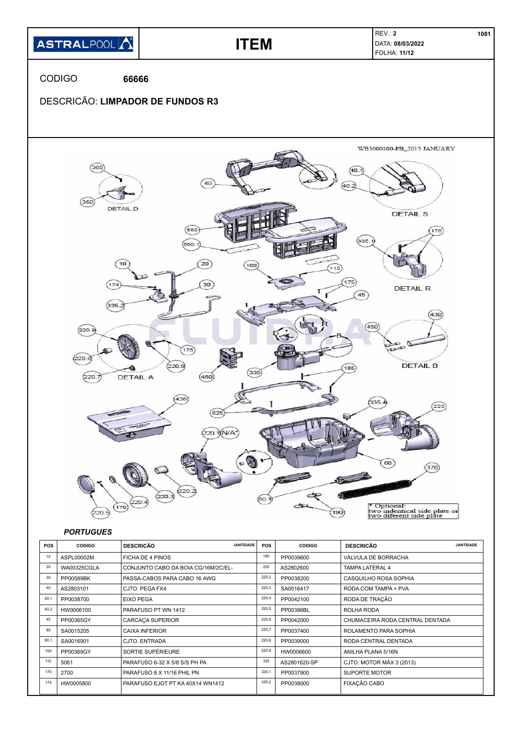| ASTRALPOOL | ITEM | REV.: **2** DATA: **08/03/2022** FOLHA: **11/12** | 1081 |
|---|---|---|---|

CODIGO **66666**

DESCRICÃO: **LIMPADOR DE FUNDOS R3**

WB3000100-PB_2015 JANUARY

DETAIL D

DETAIL S

DETAIL R

DETAIL A

DETAIL B

\* Optional: two indentical side plate or two diferent side plate

### *PORTUGUES*

| POS | CODIGO | DESCRICÃO | JANTIDADE | POS | CODIGO | DESCRICÃO | JANTIDADE |
|---|---|---|---|---|---|---|---|
| 10 | ASPL00002M | FICHA DE 4 PINOS | | 190 | PP0039600 | VÁLVULA DE BORRACHA | |
| 20 | WA00325CGLA | CONJUNTO CABO DA BOIA CG/16M/2C/EL- | | 220 | AS2802600 | TAMPA LATERAL 4 | |
| 30 | PP00589BK | PASSA-CABOS PARA CABO 16 AWG | | 220,2 | PP0038200 | CASQUILHO ROSA SOPHIA | |
| 40 | AS2803101 | CJTO. PEGA FX4 | | 220,3 | SA0016417 | RODA COM TAMPA + PVA | |
| 40,1 | PP0038700 | EIXO PEGA | | 220,4 | PP0042100 | RODA DE TRAÇÃO | |
| 40,2 | HW0006100 | PARAFUSO PT WN 1412 | | 220,5 | PP00386BL | ROLHA RODA | |
| 45 | PP00365GY | CARCAÇA SUPERIOR | | 220,6 | PP0042000 | CHUMACEIRA RODA CENTRAL DENTADA | |
| 80 | SA0015205 | CAIXA INFERIOR | | 220,7 | PP0037400 | ROLAMENTO PARA SOPHIA | |
| 80,1 | SA0016901 | CJTO. ENTRADA | | 220,8 | PP0039000 | RODA CENTRAL DENTADA | |
| 100 | PP00369GY | SORTIE SUPÉRIEURE | | 220,9 | HW0006600 | ANILHA PLANA 5/16N | |
| 110 | 5061 | PARAFUSO 6-32 X 5/8 S/S PH PA | | 335 | AS2801620-SP | CJTO. MOTOR MÁX 3 (2013) | |
| 170 | 2700 | PARAFUSO 8 X 11/16 PHIL PN | | 335,1 | PP0037900 | SUPORTE MOTOR | |
| 174 | HW0005800 | PARAFUSO EJOT PT KA 40X14 WN1412 | | 335,2 | PP0038000 | FIXAÇÃO CABO | |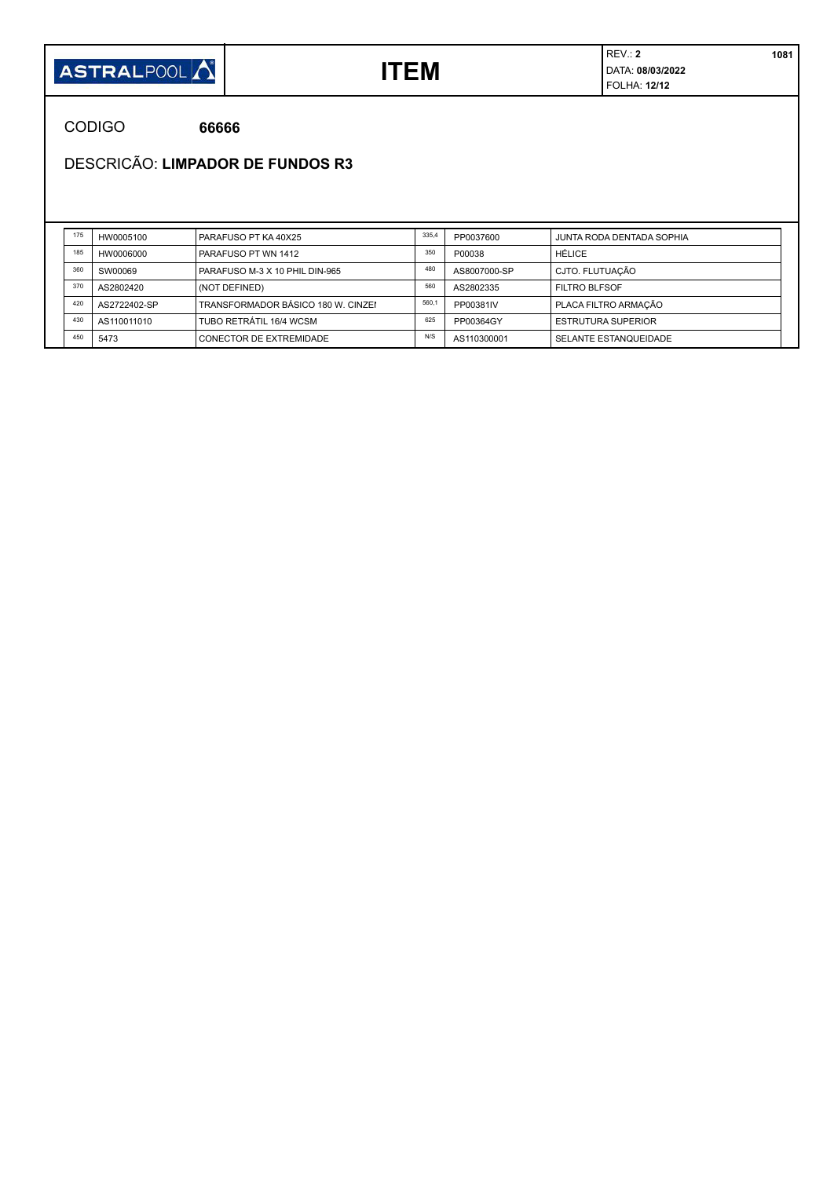ASTRALPOOL

# ITEM

REV.: **2**
DATA: **08/03/2022**
FOLHA: **12/12**

1081

CODIGO **66666**

DESCRICÃO: **LIMPADOR DE FUNDOS R3**

| | | | | | |
|---|---|---|---|---|---|
| 175 | HW0005100 | PARAFUSO PT KA 40X25 | 335,4 | PP0037600 | JUNTA RODA DENTADA SOPHIA |
| 185 | HW0006000 | PARAFUSO PT WN 1412 | 350 | P00038 | HÉLICE |
| 360 | SW00069 | PARAFUSO M-3 X 10 PHIL DIN-965 | 480 | AS8007000-SP | CJTO. FLUTUAÇÃO |
| 370 | AS2802420 | (NOT DEFINED) | 560 | AS2802335 | FILTRO BLFSOF |
| 420 | AS2722402-SP | TRANSFORMADOR BÁSICO 180 W. CINZEI | 560,1 | PP00381IV | PLACA FILTRO ARMAÇÃO |
| 430 | AS110011010 | TUBO RETRÁTIL 16/4 WCSM | 625 | PP00364GY | ESTRUTURA SUPERIOR |
| 450 | 5473 | CONECTOR DE EXTREMIDADE | N/S | AS110300001 | SELANTE ESTANQUEIDADE |